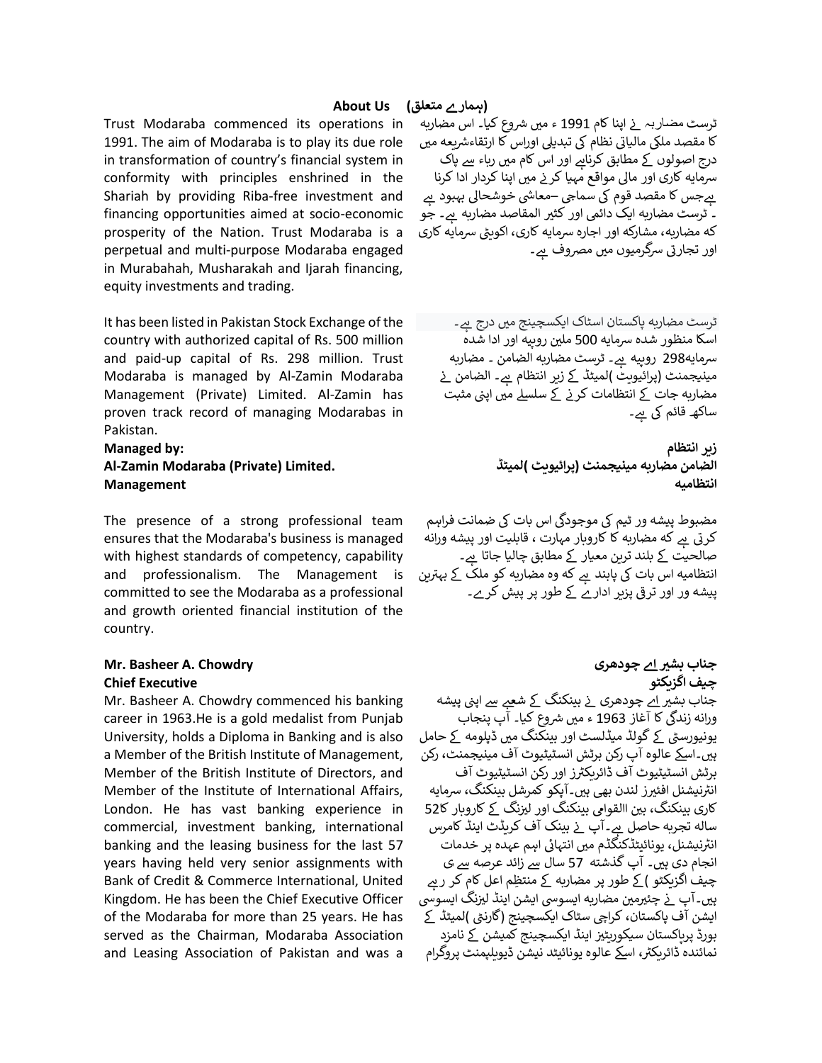## About Us (ہمارے متعلق)

Trust Modaraba commenced its operations in 1991. The aim of Modaraba is to play its due role in transformation of country's financial system in conformity with principles enshrined in the Shariah by providing Riba-free investment and financing opportunities aimed at socio-economic prosperity of the Nation. Trust Modaraba is a perpetual and multi-purpose Modaraba engaged in Murabahah, Musharakah and Ijarah financing, equity investments and trading.

ٹرسٹ مضاربہ نے اپنا کام 1991 ء میں شروع کیا۔ اس مضاربہ کا مقصد ملکی مالیاتی نظام کی تبدیلی اوراس کا ارتقاءشریعہ میں درج اصولوں کے مطابق کرناہے اور اس کام میں رباء سے پاک سرمایہ کاری اور مالی مواقع مہیا کرنے میں اپنا کردار ادا کرنا ہےجس کا مقصد قوم کی سماجی –معاشی خوشحالی بہبود ہے ۔ ٹرسٹ مضاربہ ایک دائمی اور کثیر المقاصد مضاربہ ہے۔ جو کہ مضاربہ، مشارکہ اور اجارہ سرمایہ کاری، اکویٹی سرمایہ کاری اور تجارتی سرگرمیوں میں مصروف ہے۔

It has been listed in Pakistan Stock Exchange of the country with authorized capital of Rs. 500 million and paid-up capital of Rs. 298 million. Trust Modaraba is managed by Al-Zamin Modaraba Management (Private) Limited. Al-Zamin has proven track record of managing Modarabas in Pakistan.

ٹرسٹ مضاربہ پاکستان اسٹاک ایکسچینج میں درج ہے۔ اسکا منظور شدہ سرمایہ 500 ملین روپیہ اور ادا شدہ سرمایہ298 روپیہ ہے۔ ٹرسٹ مضاربہ الضامن ۔ مضاربہ مینیجمنٹ (پرائیویٹ )لمیٹڈ کے زیر انتظام ہے۔ الضامن نے مضاربہ جات کے انتظامات کرنے کے سلسلے میں اپنی مثبت ساکھ قائم کی ہے۔

**Managed by:**
**Al-Zamin Modaraba (Private) Limited.**

**زیر انتظام**
**الضامن مضاربہ مینیجمنٹ (پرائیویٹ )لمیٹڈ**

### Management

### انتظامیہ

The presence of a strong professional team ensures that the Modaraba's business is managed with highest standards of competency, capability and professionalism. The Management is committed to see the Modaraba as a professional and growth oriented financial institution of the country.

مضبوط پیشہ ور ٹیم کی موجودگی اس بات کی ضمانت فراہم کرتی ہے کہ مضاربہ کا کاروبار مہارت ، قابلیت اور پیشہ ورانہ صالحیت کے بلند ترین معیار کے مطابق چالیا جاتا ہے۔ انتظامیہ اس بات کی پابند ہے کہ وہ مضاربہ کو ملک کے بہترین پیشہ ور اور ترقی پزیر ادارے کے طور پر پیش کرے۔

### Mr. Basheer A. Chowdry
**Chief Executive**

Mr. Basheer A. Chowdry commenced his banking career in 1963.He is a gold medalist from Punjab University, holds a Diploma in Banking and is also a Member of the British Institute of Management, Member of the British Institute of Directors, and Member of the Institute of International Affairs, London. He has vast banking experience in commercial, investment banking, international banking and the leasing business for the last 57 years having held very senior assignments with Bank of Credit & Commerce International, United Kingdom. He has been the Chief Executive Officer of the Modaraba for more than 25 years. He has served as the Chairman, Modaraba Association and Leasing Association of Pakistan and was a

### جناب بشیر اے چودھری
**چیف اگزیکٹو**

جناب بشیر اے چودھری نے بینکنگ کے شعبے سے اپنی پیشہ ورانہ زندگی کا آغاز 1963 ء میں شروع کیا۔ آپ پنجاب یونیورسٹی کے گولڈ میڈلسٹ اور بینکنگ میں ڈپلومہ کے حامل ہیں۔اسکے عالوہ آپ رکن برٹش انسٹیٹیوٹ آف مینیجمنٹ، رکن برٹش انسٹیٹیوٹ آف ڈائریکٹرز اور رکن انسٹیٹیوٹ آف انٹرنیشنل افئیرز لندن بھی ہیں۔آپکو کمرشل بینکنگ، سرمایہ کاری بینکنگ، بین االقوامی بینکنگ اور لیزنگ کے کاروبار کا52 سالہ تجربہ حاصل ہے۔آپ نے بینک آف کریڈٹ اینڈ کامرس انٹرنیشنل، یونائیٹڈکنگڈم میں انتہائی اہم عہدہ پر خدمات انجام دی ہیں۔ آپ گذشتہ 57 سال سے زائد عرصہ سے ی چیف اگزیکٹو )کے طور پر مضاربہ کے منتظم اعل کام کر رہے ہیں۔آپ نے چئیرمین مضاربہ ایسوسی ایشن اینڈ لیزنگ ایسوسی ایشن آف پاکستان، کراچی سٹاک ایکسچینج (گارنٹی )لمیٹڈ کے بورڈ پرپاکستان سیکوریٹیز اینڈ ایکسچینج کمیشن کے نامزد نمائندہ ڈائریکٹر، اسکے عالوہ یونائیٹد نیشن ڈیویلپمنٹ پروگرام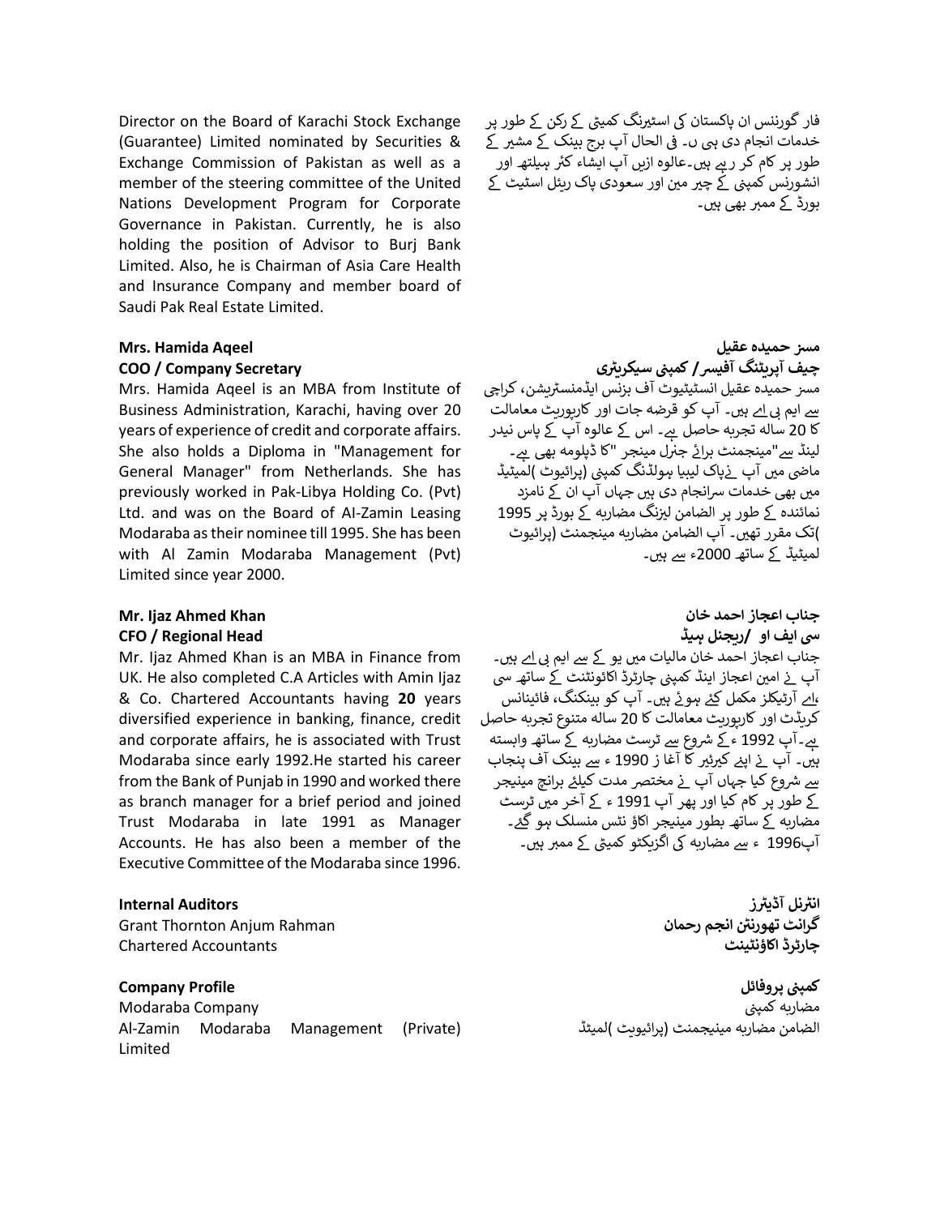Director on the Board of Karachi Stock Exchange (Guarantee) Limited nominated by Securities & Exchange Commission of Pakistan as well as a member of the steering committee of the United Nations Development Program for Corporate Governance in Pakistan. Currently, he is also holding the position of Advisor to Burj Bank Limited. Also, he is Chairman of Asia Care Health and Insurance Company and member board of Saudi Pak Real Estate Limited.

فار گورننس ان پاکستان کی اسٹیرنگ کمیٹی کے رکن کے طور پر خدمات انجام دی ہی ں۔ فی الحال آپ برج بینک کے مشیر کے طور پر کام کر رہے ہیں۔عالوہ ازیں آپ ایشاء کئر ہیلتھ اور انشورنس کمپنی کے چیر مین اور سعودی پاک ریئل اسٹیٹ کے بورڈ کے ممبر بھی ہیں۔

**Mrs. Hamida Aqeel**
**COO / Company Secretary**

Mrs. Hamida Aqeel is an MBA from Institute of Business Administration, Karachi, having over 20 years of experience of credit and corporate affairs. She also holds a Diploma in "Management for General Manager" from Netherlands. She has previously worked in Pak-Libya Holding Co. (Pvt) Ltd. and was on the Board of Al-Zamin Leasing Modaraba as their nominee till 1995. She has been with Al Zamin Modaraba Management (Pvt) Limited since year 2000.

**مسز حمیدہ عقیل**
**چیف آپریٹنگ آفیسر / کمپنی سیکریٹری**

مسز حمیدہ عقیل انسٹیٹیوٹ آف بزنس ایڈمنسٹریشن، کراچی سے ایم بی اے ہیں۔ آپ کو قرضہ جات اور کارپوریٹ معامالت کا 20 سالہ تجربہ حاصل ہے۔ اس کے عالوہ آپ کے پاس نیدر لینڈ سے"مینجمنٹ برائے جنرل مینجر "کا ڈپلومہ بھی ہے۔ ماضی میں آپ نےپاک لیبیا ہولڈنگ کمپنی (پرائیوٹ )لمیٹڈ میں بھی خدمات سرانجام دی ہیں جہاں آپ ان کے نامزد نمائندہ کے طور پر الضامن لیزنگ مضاربہ کے بورڈ پر 1995 )تک مقرر تھیں۔ آپ الضامن مضاربہ مینجمنٹ (پرائیوٹ لمیٹیڈ کے ساتھ 2000ء سے ہیں۔

**Mr. Ijaz Ahmed Khan**
**CFO / Regional Head**

Mr. Ijaz Ahmed Khan is an MBA in Finance from UK. He also completed C.A Articles with Amin Ijaz & Co. Chartered Accountants having **20** years diversified experience in banking, finance, credit and corporate affairs, he is associated with Trust Modaraba since early 1992.He started his career from the Bank of Punjab in 1990 and worked there as branch manager for a brief period and joined Trust Modaraba in late 1991 as Manager Accounts. He has also been a member of the Executive Committee of the Modaraba since 1996.

**جناب اعجاز احمد خان**
**سی ایف او /ریجنل ہیڈ**

جناب اعجاز احمد خان مالیات میں یو کے سے ایم بی اے ہیں۔ آپ نے امین اعجاز اینڈ کمپنی چارٹرڈ اکاؤنٹنٹ کے ساتھ سی ،اے آرٹیکلز مکمل کئے ہوئے ہیں۔ آپ کو بینکنگ، فائینانس کریڈٹ اور کارپوریٹ معامالت کا 20 سالہ متنوع تجربہ حاصل ہے۔آپ 1992 ء کے شروع سے ٹرسٹ مضاربہ کے ساتھ وابستہ ہیں۔ آپ نے اپنے کیرئیر کا آغا ز 1990 ء سے بینک آف پنجاب سے شروع کیا جہاں آپ نے مختصر مدت کیلئے برانچ مینیجر کے طور پر کام کیا اور پھر آپ 1991 ء کے آخر میں ٹرسٹ مضاربہ کے ساتھ بطور مینیجر اکاؤ نٹس منسلک ہو گئے۔ آپ1996 ء سے مضاربہ کی اگزیکٹو کمیٹی کے ممبر ہیں۔

**Internal Auditors**

Grant Thornton Anjum Rahman
Chartered Accountants

**انٹرنل آڈیٹرز**
**گرانٹ تھورنٹن انجم رحمان**
**چارٹرڈ اکاؤنٹینٹ**

**Company Profile**

Modaraba Company
Al-Zamin Modaraba Management (Private) Limited

**کمپنی پروفائل**

مضاربہ کمپنی
الضامن مضاربہ مینیجمنٹ (پرائیویٹ )لمیٹڈ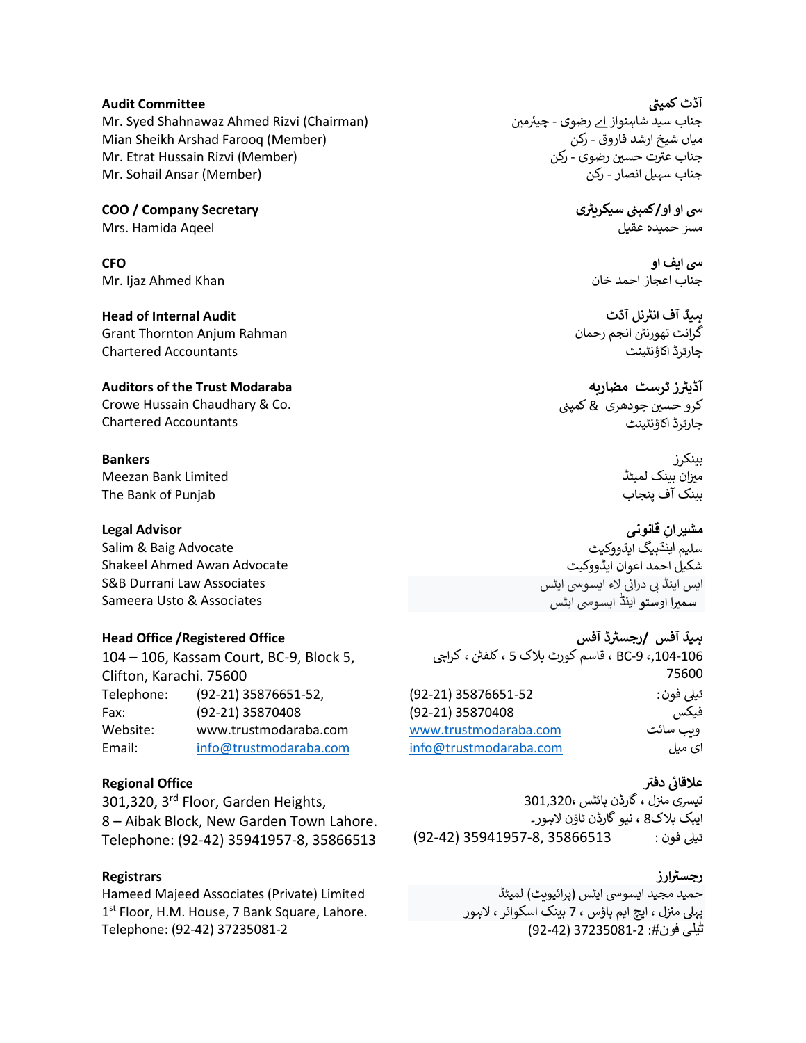**Audit Committee**
Mr. Syed Shahnawaz Ahmed Rizvi (Chairman)
Mian Sheikh Arshad Farooq (Member)
Mr. Etrat Hussain Rizvi (Member)
Mr. Sohail Ansar (Member)

**COO / Company Secretary**
Mrs. Hamida Aqeel

**CFO**
Mr. Ijaz Ahmed Khan

**Head of Internal Audit**
Grant Thornton Anjum Rahman
Chartered Accountants

**Auditors of the Trust Modaraba**
Crowe Hussain Chaudhary & Co.
Chartered Accountants

**Bankers**
Meezan Bank Limited
The Bank of Punjab

**Legal Advisor**
Salim & Baig Advocate
Shakeel Ahmed Awan Advocate
S&B Durrani Law Associates
Sameera Usto & Associates

**Head Office /Registered Office**
104 – 106, Kassam Court, BC-9, Block 5,
Clifton, Karachi. 75600

| | |
|---|---|
| Telephone: | (92-21) 35876651-52, |
| Fax: | (92-21) 35870408 |
| Website: | www.trustmodaraba.com |
| Email: | info@trustmodaraba.com |

**Regional Office**
301,320, 3rd Floor, Garden Heights,
8 – Aibak Block, New Garden Town Lahore.
Telephone: (92-42) 35941957-8, 35866513

**Registrars**
Hameed Majeed Associates (Private) Limited
1st Floor, H.M. House, 7 Bank Square, Lahore.
Telephone: (92-42) 37235081-2

**آڈٹ کمیٹی**
جناب سید شاہنواز اے رضوی - چیئرمین
میاں شیخ ارشد فاروق - رکن
جناب عترت حسین رضوی - رکن
جناب سہیل انصار - رکن

**سی او او/کمپنی سیکریٹری**
مسز حمیدہ عقیل

**سی ایف او**
جناب اعجاز احمد خان

**ہیڈ آف انٹرنل آڈٹ**
گرانٹ تھورنٹن انجم رحمان
چارٹرڈ اکاؤنٹینٹ

**آڈیٹرز ٹرسٹ مضاربہ**
کرو حسین چودھری & کمپنی
چارٹرڈ اکاؤنٹینٹ

**بینکرز**
میزان بینک لمیٹڈ
بینک آف پنجاب

**مشیرانِ قانونی**
سلیم اینڈبیگ ایڈووکیٹ
شکیل احمد اعوان ایڈووکیٹ
ایس اینڈ بی درانی لاء ایسوسی ایٹس
سمیرا اوستو اینڈ ایسوسی ایٹس

**ہیڈ آفس /رجسٹرڈ آفس**
104-106، BC-9 ، قاسم کورٹ بلاک 5 ، کلفٹن ، کراچی
75600

| | |
|---|---|
| ٹیلی فون: | (92-21) 35876651-52 |
| فیکس | (92-21) 35870408 |
| ویب سائٹ | www.trustmodaraba.com |
| ای میل | info@trustmodaraba.com |

**علاقائی دفتر**
تیسری منزل ، گارڈن ہائٹس ،301,320
ایبک بلاک8 ، نیو گارڈن ٹاؤن لاہور۔
ٹیلی فون : (92-42) 35941957-8, 35866513

**رجسٹرارز**
حمید مجید ایسوسی ایٹس (پرائیویٹ) لمیٹڈ
پہلی منزل ، ایچ ایم ہاؤس ، 7 بینک اسکوائر ، لاہور
ٹیلی فون#: 2-37235081 (92-42)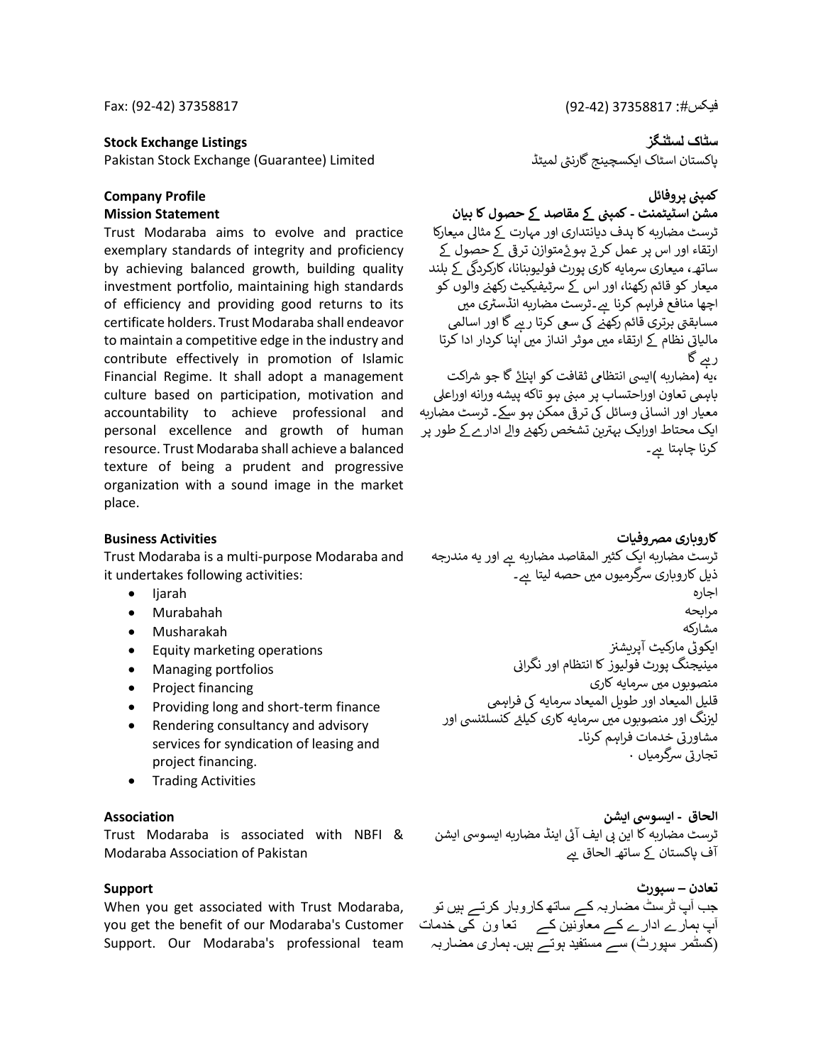Fax: (92-42) 37358817

فیکس#: 37358817 (92-42)

**Stock Exchange Listings**

Pakistan Stock Exchange (Guarantee) Limited

**سٹاک لسٹنگز**

پاکستان اسٹاک ایکسچینج گارنٹی لمیٹڈ

**Company Profile**

**Mission Statement**

Trust Modaraba aims to evolve and practice exemplary standards of integrity and proficiency by achieving balanced growth, building quality investment portfolio, maintaining high standards of efficiency and providing good returns to its certificate holders. Trust Modaraba shall endeavor to maintain a competitive edge in the industry and contribute effectively in promotion of Islamic Financial Regime. It shall adopt a management culture based on participation, motivation and accountability to achieve professional and personal excellence and growth of human resource. Trust Modaraba shall achieve a balanced texture of being a prudent and progressive organization with a sound image in the market place.

**کمپنی پروفائل**

**مشن اسٹیٹمنٹ - کمپنی کے مقاصد کے حصول کا بیان**

ٹرسٹ مضاربہ کا ہدف دیانتداری اور مہارت کے مثالی میعارکا ارتقاء اور اس پر عمل کرتے ہوئےمتوازن ترقی کے حصول کے ساتھ، میعاری سرمایہ کاری پورٹ فولیوبنانا، کارکردگی کے بلند میعار کو قائم رکھنا، اور اس کے سرٹیفیکیٹ رکھنے والوں کو اچھا منافع فراہم کرنا ہے۔ٹرسٹ مضاربہ انڈسٹری میں مسابقتی برتری قائم رکھنے کی سعی کرتا رہے گا اور اسالمی مالیاتی نظام کے ارتقاء میں موثر انداز میں اپنا کردار ادا کرتا رہے گا

،یہ (مضاربہ )ایسی انتظامی ثقافت کو اپنائے گا جو شراکت باہمی تعاون اوراحتساب پر مبنی ہو تاکہ پیشہ ورانہ اوراعلی معیار اور انسانی وسائل کی ترقی ممکن ہو سکے۔ ٹرسٹ مضاربہ ایک محتاط اورایک بہترین تشخص رکھنے والے ادارے کے طور پر کرنا چاہتا ہے۔

**Business Activities**

Trust Modaraba is a multi-purpose Modaraba and it undertakes following activities:

- Ijarah
- Murabahah
- Musharakah
- Equity marketing operations
- Managing portfolios
- Project financing
- Providing long and short-term finance
- Rendering consultancy and advisory services for syndication of leasing and project financing.
- Trading Activities

**کاروباری مصروفیات**

ٹرسٹ مضاربہ ایک کثیر المقاصد مضاربہ ہے اور یہ مندرجہ ذیل کاروباری سرگرمیوں میں حصہ لیتا ہے۔

اجارہ

مرابحہ

مشارکہ

ایکوٹی مارکیٹ آپریشنز

مینیجنگ پورٹ فولیوز کا انتظام اور نگرانی

منصوبوں میں سرمایہ کاری

قلیل المیعاد اور طویل المیعاد سرمایہ کی فراہمی

لیزنگ اور منصوبوں میں سرمایہ کاری کیلئے کنسلٹنسی اور مشاورتی خدمات فراہم کرنا۔

تجارتی سرگرمیاں ۰

**Association**

Trust Modaraba is associated with NBFI & Modaraba Association of Pakistan

**الحاق - ایسوسی ایشن**

ٹرسٹ مضاربہ کا این بی ایف آئی اینڈ مضاربہ ایسوسی ایشن آف پاکستان کے ساتھ الحاق ہے

**Support**

When you get associated with Trust Modaraba, you get the benefit of our Modaraba's Customer Support. Our Modaraba's professional team

**تعادن – سپورٹ**

جب آپ ٹرسٹ مضاربہ کے ساتھ کاروبار کرتے ہیں تو آپ ہمارے ادارے کے معاونین کے تعاون کی خدمات (کسٹمر سپورٹ) سے مستفید ہوتے ہیں۔ ہماری مضاربہ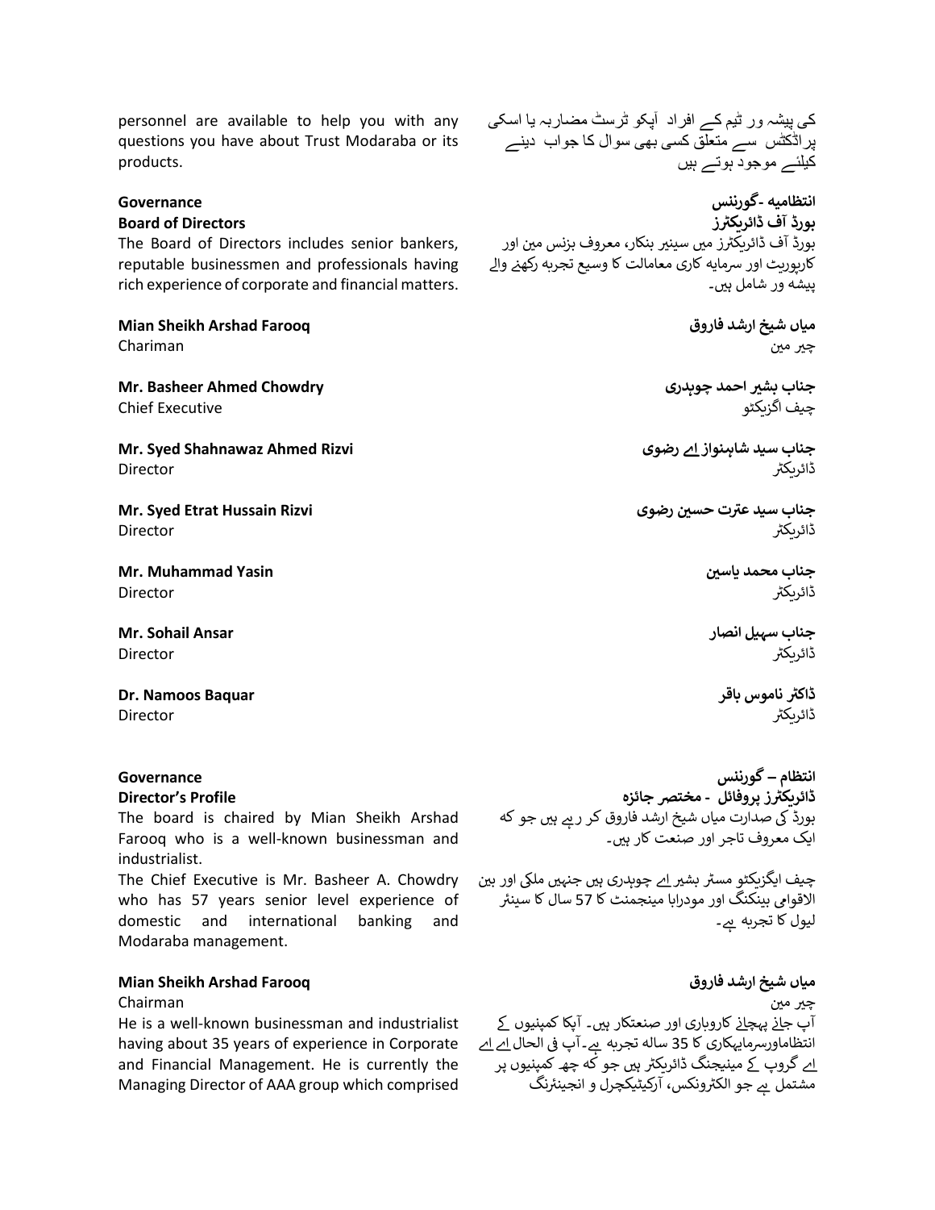personnel are available to help you with any questions you have about Trust Modaraba or its products.

کی پیشہ ور ٹیم کے افراد آپکو ٹرسٹ مضاربہ یا اسکی پراڈکٹس سے متعلق کسی بھی سوال کا جواب دینے کیلئے موجود ہوتے ہیں

## Governance

### Board of Directors

The Board of Directors includes senior bankers, reputable businessmen and professionals having rich experience of corporate and financial matters.

## انتظامیہ -گورننس

### بورڈ آف ڈائریکٹرز

بورڈ آف ڈائریکٹرز میں سینیر بنکار، معروف بزنس مین اور کارپوریٹ اور سرمایہ کاری معاملات کا وسیع تجربہ رکھنے والے پیشہ ور شامل ہیں۔

**Mian Sheikh Arshad Farooq**
Chariman

**میاں شیخ ارشد فاروق**
چیر مین

**Mr. Basheer Ahmed Chowdry**
Chief Executive

**جناب بشیر احمد چوہدری**
چیف اگزیکٹو

**Mr. Syed Shahnawaz Ahmed Rizvi**
Director

**جناب سید شاہنواز اے رضوی**
ڈائریکٹر

**Mr. Syed Etrat Hussain Rizvi**
Director

**جناب سید عترت حسین رضوی**
ڈائریکٹر

**Mr. Muhammad Yasin**
Director

**جناب محمد یاسین**
ڈائریکٹر

**Mr. Sohail Ansar**
Director

**جناب سہیل انصار**
ڈائریکٹر

**Dr. Namoos Baquar**
Director

**ڈاکٹر ناموس باقر**
ڈائریکٹر

## Governance

### Director's Profile

The board is chaired by Mian Sheikh Arshad Farooq who is a well-known businessman and industrialist.

The Chief Executive is Mr. Basheer A. Chowdry who has 57 years senior level experience of domestic and international banking and Modaraba management.

## انتظام – گورننس

### ڈائریکٹرز پروفائل - مختصر جائزہ

بورڈ کی صدارت میاں شیخ ارشد فاروق کر رہے ہیں جو کہ ایک معروف تاجر اور صنعت کار ہیں۔

چیف ایگزیکٹو مسٹر بشیر اے چوہدری ہیں جنہیں ملکی اور بین الاقوامی بینکنگ اور مودرابا مینجمنٹ کا 57 سال کا سینئر لیول کا تجربہ ہے۔

**Mian Sheikh Arshad Farooq**

Chairman

He is a well-known businessman and industrialist having about 35 years of experience in Corporate and Financial Management. He is currently the Managing Director of AAA group which comprised

**میاں شیخ ارشد فاروق**

چیر مین

آپ جانے پہچانے کاروباری اور صنعتکار ہیں۔ آپکا کمپنیوں کے انتظاماورسرمایہکاری کا 35 سالہ تجربہ ہے۔آپ فی الحال اے اے اے گروپ کے مینیجنگ ڈائریکٹر ہیں جو کہ چھ کمپنیوں پر مشتمل ہے جو الکٹرونکس، آرکیٹیکچرل و انجینئرنگ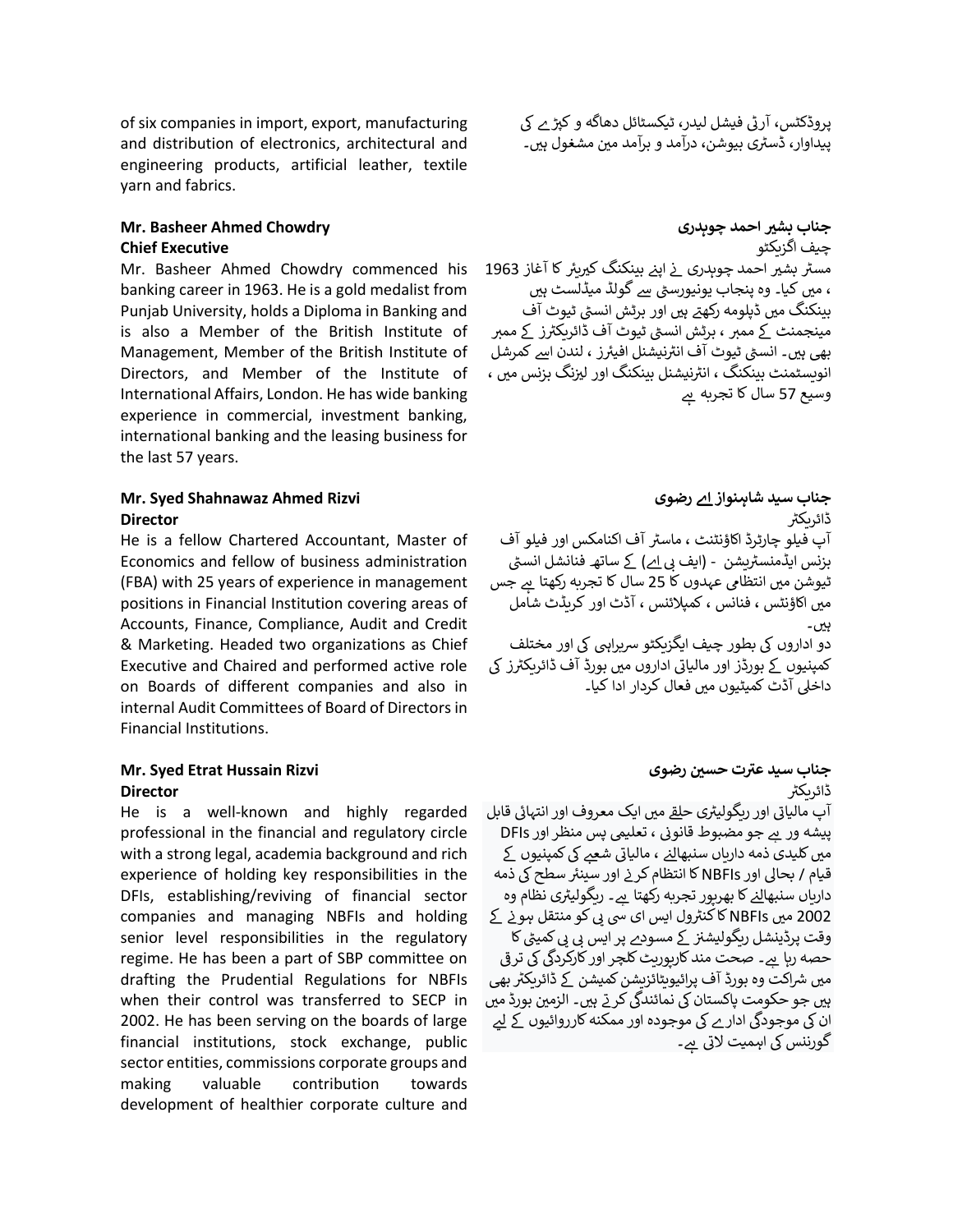of six companies in import, export, manufacturing and distribution of electronics, architectural and engineering products, artificial leather, textile yarn and fabrics.

**Mr. Basheer Ahmed Chowdry**
**Chief Executive**

Mr. Basheer Ahmed Chowdry commenced his banking career in 1963. He is a gold medalist from Punjab University, holds a Diploma in Banking and is also a Member of the British Institute of Management, Member of the British Institute of Directors, and Member of the Institute of International Affairs, London. He has wide banking experience in commercial, investment banking, international banking and the leasing business for the last 57 years.

**Mr. Syed Shahnawaz Ahmed Rizvi**
**Director**

He is a fellow Chartered Accountant, Master of Economics and fellow of business administration (FBA) with 25 years of experience in management positions in Financial Institution covering areas of Accounts, Finance, Compliance, Audit and Credit & Marketing. Headed two organizations as Chief Executive and Chaired and performed active role on Boards of different companies and also in internal Audit Committees of Board of Directors in Financial Institutions.

**Mr. Syed Etrat Hussain Rizvi**
**Director**

He is a well-known and highly regarded professional in the financial and regulatory circle with a strong legal, academia background and rich experience of holding key responsibilities in the DFIs, establishing/reviving of financial sector companies and managing NBFIs and holding senior level responsibilities in the regulatory regime. He has been a part of SBP committee on drafting the Prudential Regulations for NBFIs when their control was transferred to SECP in 2002. He has been serving on the boards of large financial institutions, stock exchange, public sector entities, commissions corporate groups and making valuable contribution towards development of healthier corporate culture and

پروڈکٹس، آرٹی فیشل لیدر، ٹیکسٹائل دھاگہ و کپڑے کی پیداوار، ڈسٹری بیوشن، درآمد و برآمد مین مشغول ہیں۔

**جناب بشیر احمد چوہدری**
چیف اگزیکٹو

مسٹر بشیر احمد چوہدری نے اپنے بینکنگ کیریئر کا آغاز 1963 ، میں کیا۔ وہ پنجاب یونیورسٹی سے گولڈ میڈلسٹ ہیں بینکنگ میں ڈپلومہ رکھتے ہیں اور برٹش انسٹی ٹیوٹ آف مینجمنٹ کے ممبر ، برٹش انسٹی ٹیوٹ آف ڈائریکٹرز کے ممبر بھی ہیں۔ انسٹی ٹیوٹ آف انٹرنیشنل افیئرز ، لندن اسے کمرشل انویسٹمنٹ بینکنگ ، انٹرنیشنل بینکنگ اور لیزنگ بزنس میں ، وسیع 57 سال کا تجربہ ہے

**جناب سید شاہنواز اے رضوی**
ڈائریکٹر

آپ فیلو چارٹرڈ اکاؤنٹنٹ ، ماسٹر آف اکنامکس اور فیلو آف بزنس ایڈمنسٹریشن - (ایف بی اے) کے ساتھ فنانشل انسٹی ٹیوشن میں انتظامی عہدوں کا 25 سال کا تجربہ رکھتا ہے جس میں اکاؤنٹس ، فنانس ، کمپلائنس ، آڈٹ اور کریڈٹ شامل ہیں۔
دو اداروں کی بطور چیف ایگزیکٹو سربراہی کی اور مختلف کمپنیوں کے بورڈز اور مالیاتی اداروں میں بورڈ آف ڈائریکٹرز کی داخلی آڈٹ کمیٹیوں میں فعال کردار ادا کیا۔

**جناب سید عترت حسین رضوی**
ڈائریکٹر

آپ مالیاتی اور ریگولیٹری حلقے میں ایک معروف اور انتہائی قابل پیشہ ور ہے جو مضبوط قانونی ، تعلیمی پس منظر اور DFIs میں کلیدی ذمہ داریاں سنبھالنے ، مالیاتی شعبے کی کمپنیوں کے قیام / بحالی اور NBFIs کا انتظام کرنے اور سینئر سطح کی ذمہ داریاں سنبھالنے کا بھرپور تجربہ رکھتا ہے۔ ریگولیٹری نظام وہ 2002 میں NBFIs کا کنٹرول ایس ای سی پی کو منتقل ہونے کے وقت پرڈینشل ریگولیشنز کے مسودے پر ایس بی پی کمیٹی کا حصہ رہا ہے۔ صحت مند کارپوریٹ کلچر اور کارکردگی کی ترقی میں شراکت وہ بورڈ آف پرائیویٹائزیشن کمیشن کے ڈائریکٹر بھی ہیں جو حکومت پاکستان کی نمائندگی کرتے ہیں۔ الزمین بورڈ میں ان کی موجودگی ادارے کی موجودہ اور ممکنہ کارروائیوں کے لیے گورننس کی اہمیت لاتی ہے۔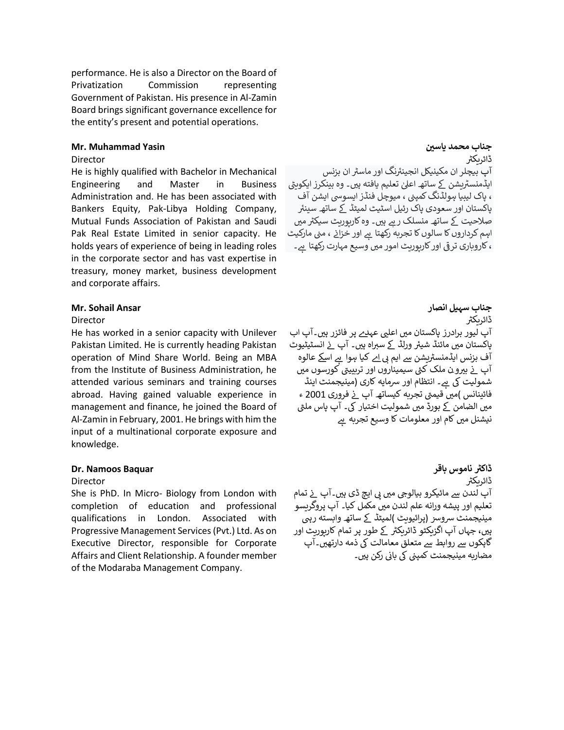performance. He is also a Director on the Board of Privatization Commission representing Government of Pakistan. His presence in Al-Zamin Board brings significant governance excellence for the entity's present and potential operations.

**Mr. Muhammad Yasin**

Director

He is highly qualified with Bachelor in Mechanical Engineering and Master in Business Administration and. He has been associated with Bankers Equity, Pak-Libya Holding Company, Mutual Funds Association of Pakistan and Saudi Pak Real Estate Limited in senior capacity. He holds years of experience of being in leading roles in the corporate sector and has vast expertise in treasury, money market, business development and corporate affairs.

**جناب محمد یاسین**

ڈائریکٹر

آپ بیچلر ان مکینیکل انجینئرنگ اور ماسٹر ان بزنس ایڈمنسٹریشن کے ساتھ اعلیٰ تعلیم یافتہ ہیں۔ وہ بینکرز ایکویٹی ، پاک لیبیا ہولڈنگ کمپنی ، میوچل فنڈز ایسوسی ایشن آف پاکستان اور سعودی پاک رئیل اسٹیٹ لمیٹڈ کے ساتھ سینئر صلاحیت کے ساتھ منسلک رہے ہیں۔ وہ کارپوریٹ سیکٹر میں اہم کرداروں کا سالوں کا تجربہ رکھتا ہے اور خزانے ، منی مارکیٹ ، کاروباری ترقی اور کارپوریٹ امور میں وسیع مہارت رکھتا ہے۔

**Mr. Sohail Ansar**

Director

He has worked in a senior capacity with Unilever Pakistan Limited. He is currently heading Pakistan operation of Mind Share World. Being an MBA from the Institute of Business Administration, he attended various seminars and training courses abroad. Having gained valuable experience in management and finance, he joined the Board of Al-Zamin in February, 2001. He brings with him the input of a multinational corporate exposure and knowledge.

**جناب سہیل انصار**

ڈائریکٹر

آپ لیور برادرز پاکستان میں اعلیٰ عہدے پر فائزر ہیں۔آپ اب پاکستان میں مائنڈ شیئر ورلڈ کے سبراہ ہیں۔ آپ نے انسٹیٹیوٹ آف بزنس ایڈمنسٹریشن سے ایم بی اے کیا ہوا ہے اسکے عالوہ آپ نے بیرونِ ملک کئی سیمیناروں اور تربیتی کورسوں میں شمولیت کی ہے۔ انتظام اور سرمایہ کاری (مینیجمنٹ اینڈ فائینانس )میں قیمتی تجربہ کیساتھ آپ نے فروری 2001 ء میں الضامن کے بورڈ میں شمولیت اختیار کی۔ آپ پاس ملٹی نیشنل میں کام اور معلومات کا وسیع تجربہ ہے

**Dr. Namoos Baquar**

Director

She is PhD. In Micro- Biology from London with completion of education and professional qualifications in London. Associated with Progressive Management Services (Pvt.) Ltd. As on Executive Director, responsible for Corporate Affairs and Client Relationship. A founder member of the Modaraba Management Company.

**ڈاکٹر ناموس باقر**

ڈائریکٹر

آپ لندن سے مائیکرو بیالوجی میں پی ایچ ڈی ہیں۔آپ نے تمام تعلیم اور پیشہ ورانہ علم لندن میں مکمل کیا۔ آپ پروگریسو مینیجمنٹ سروسز (پرائیویٹ )لمیٹڈ کے ساتھ وابستہ رہی ہیں، جہاں آپ اگزیکٹو ڈائریکٹر کے طور پر تمام کارپوریٹ اور گاہکوں سے روابط سے متعلق معاملات کی ذمہ دارتھیں۔آپ مضاربہ مینیجمنٹ کمپنی کی بانی رکن ہیں۔